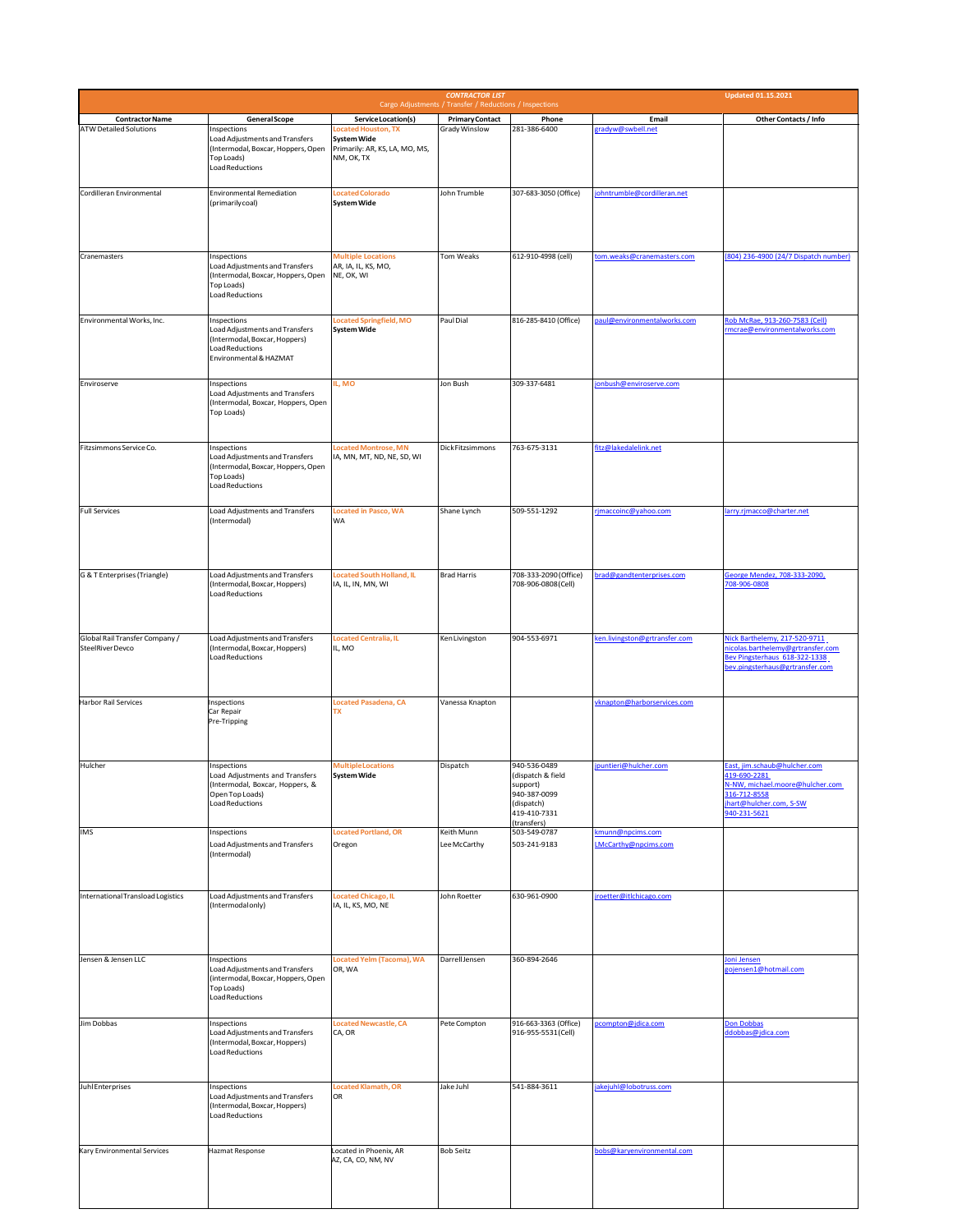| CONTRACTOR LIST<br>Cargo Adjustments / Transfer / Reductions / Inspections | | | | | | Updated 01.15.2021 |
|---|---|---|---|---|---|---|
| **Contractor Name** | **General Scope** | **Service Location(s)** | **Primary Contact** | **Phone** | **Email** | **Other Contacts / Info** |
| ATW Detailed Solutions | Inspections<br>Load Adjustments and Transfers (Intermodal, Boxcar, Hoppers, Open Top Loads)<br>Load Reductions | Located Houston, TX<br>**System Wide**<br>Primarily: AR, KS, LA, MO, MS, NM, OK, TX | Grady Winslow | 281-386-6400 | gradyw@swbell.net | |
| Cordilleran Environmental | Environmental Remediation (primarily coal) | Located Colorado<br>**System Wide** | John Trumble | 307-683-3050 (Office) | johntrumble@cordilleran.net | |
| Cranemasters | Inspections<br>Load Adjustments and Transfers (Intermodal, Boxcar, Hoppers, Open Top Loads)<br>Load Reductions | Multiple Locations<br>AR, IA, IL, KS, MO, NE, OK, WI | Tom Weaks | 612-910-4998 (cell) | tom.weaks@cranemasters.com | (804) 236-4900 (24/7 Dispatch number) |
| Environmental Works, Inc. | Inspections<br>Load Adjustments and Transfers (Intermodal, Boxcar, Hoppers)<br>Load Reductions<br>Environmental & HAZMAT | Located Springfield, MO<br>**System Wide** | Paul Dial | 816-285-8410 (Office) | paul@environmentalworks.com | Rob McRae, 913-260-7583 (Cell)<br>rmcrae@environmentalworks.com |
| Enviroserve | Inspections<br>Load Adjustments and Transfers (Intermodal, Boxcar, Hoppers, Open Top Loads) | IL, MO | Jon Bush | 309-337-6481 | jonbush@enviroserve.com | |
| Fitzsimmons Service Co. | Inspections<br>Load Adjustments and Transfers (Intermodal, Boxcar, Hoppers, Open Top Loads)<br>Load Reductions | Located Montrose, MN<br>IA, MN, MT, ND, NE, SD, WI | Dick Fitzsimmons | 763-675-3131 | fitz@lakedalelink.net | |
| Full Services | Load Adjustments and Transfers (Intermodal) | Located in Pasco, WA<br>WA | Shane Lynch | 509-551-1292 | rjmaccoinc@yahoo.com | larry.rjmacco@charter.net |
| G & T Enterprises (Triangle) | Load Adjustments and Transfers (Intermodal, Boxcar, Hoppers)<br>Load Reductions | Located South Holland, IL<br>IA, IL, IN, MN, WI | Brad Harris | 708-333-2090 (Office)<br>708-906-0808 (Cell) | brad@gandtenterprises.com | George Mendez, 708-333-2090, 708-906-0808 |
| Global Rail Transfer Company / SteelRiver Devco | Load Adjustments and Transfers (Intermodal, Boxcar, Hoppers)<br>Load Reductions | Located Centralia, IL<br>IL, MO | Ken Livingston | 904-553-6971 | ken.livingston@grtransfer.com | Nick Barthelemy, 217-520-9711<br>nicolas.barthelemy@grtransfer.com<br>Bev Pingsterhaus 618-322-1338<br>bev.pingsterhaus@grtransfer.com |
| Harbor Rail Services | Inspections<br>Car Repair<br>Pre-Tripping | Located Pasadena, CA<br>TX | Vanessa Knapton | | vknapton@harborservices.com | |
| Hulcher | Inspections<br>Load Adjustments and Transfers (Intermodal, Boxcar, Hoppers, & Open Top Loads)<br>Load Reductions | Multiple Locations<br>**System Wide** | Dispatch | 940-536-0489 (dispatch & field support)<br>940-387-0099 (dispatch)<br>419-410-7331 (transfers) | jpuntieri@hulcher.com | East, jim.schaub@hulcher.com 419-690-2281<br>N-NW, michael.moore@hulcher.com 316-712-8558<br>jhart@hulcher.com, S-SW 940-231-5621 |
| IMS | Inspections<br>Load Adjustments and Transfers (Intermodal) | Located Portland, OR<br>Oregon | Keith Munn<br>Lee McCarthy | 503-549-0787<br>503-241-9183 | kmunn@npcims.com<br>LMcCarthy@npcims.com | |
| International Transload Logistics | Load Adjustments and Transfers (Intermodal only) | Located Chicago, IL<br>IA, IL, KS, MO, NE | John Roetter | 630-961-0900 | jroetter@itlchicago.com | |
| Jensen & Jensen LLC | Inspections<br>Load Adjustments and Transfers (Intermodal, Boxcar, Hoppers, Open Top Loads)<br>Load Reductions | Located Yelm (Tacoma), WA<br>OR, WA | Darrell Jensen | 360-894-2646 | | Joni Jensen<br>gojensen1@hotmail.com |
| Jim Dobbas | Inspections<br>Load Adjustments and Transfers (Intermodal, Boxcar, Hoppers)<br>Load Reductions | Located Newcastle, CA<br>CA, OR | Pete Compton | 916-663-3363 (Office)<br>916-955-5531 (Cell) | pcompton@jdica.com | Don Dobbas<br>ddobbas@jdica.com |
| Juhl Enterprises | Inspections<br>Load Adjustments and Transfers (Intermodal, Boxcar, Hoppers)<br>Load Reductions | Located Klamath, OR<br>OR | Jake Juhl | 541-884-3611 | jakejuhl@lobotruss.com | |
| Kary Environmental Services | Hazmat Response | Located in Phoenix, AR<br>AZ, CA, CO, NM, NV | Bob Seitz | | bobs@karyenvironmental.com | |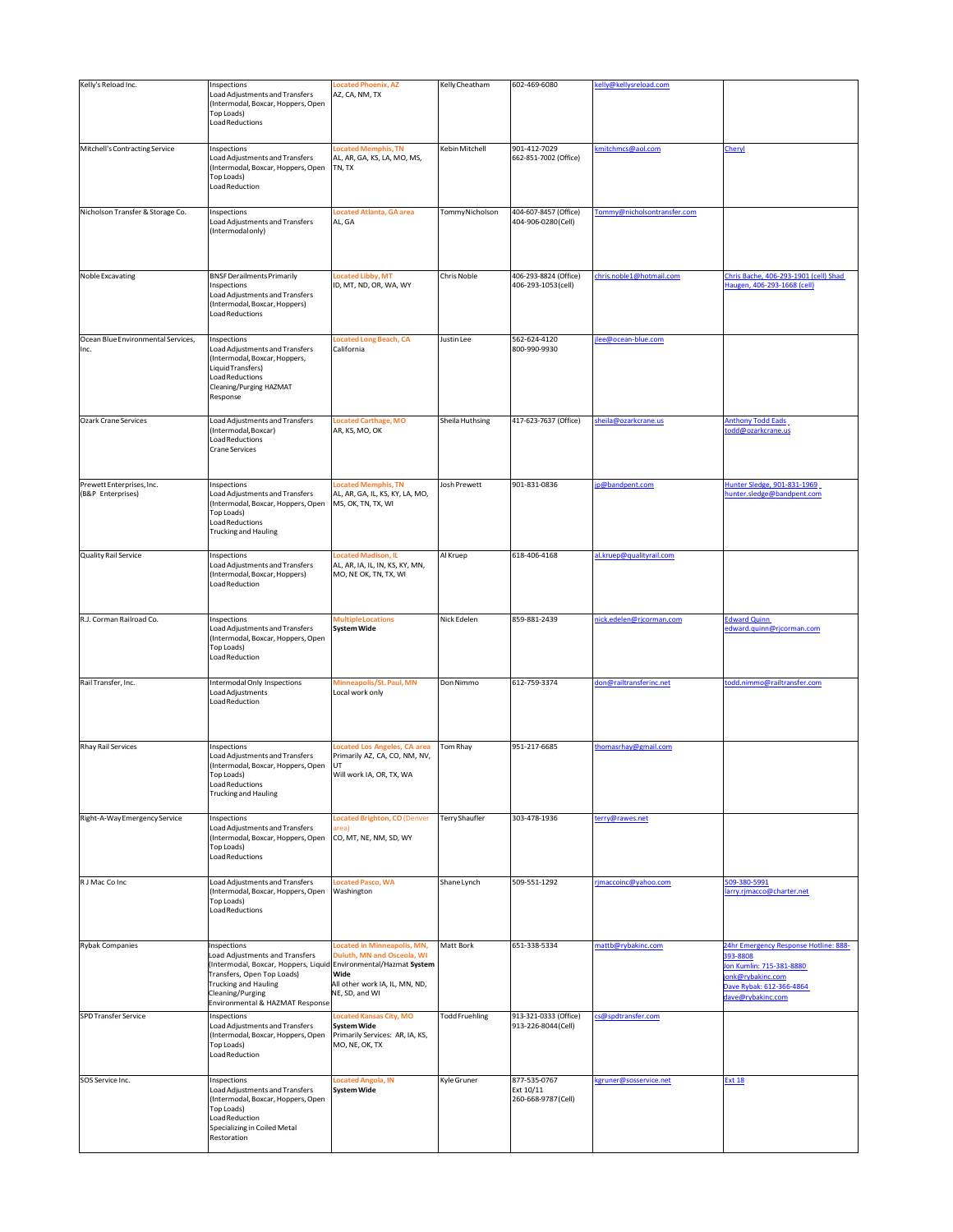| | | | | | | |
|---|---|---|---|---|---|---|
| Kelly's Reload Inc. | Inspections<br>Load Adjustments and Transfers (Intermodal, Boxcar, Hoppers, Open Top Loads)<br>Load Reductions | Located Phoenix, AZ<br>AZ, CA, NM, TX | Kelly Cheatham | 602-469-6080 | kelly@kellysreload.com | |
| Mitchell's Contracting Service | Inspections<br>Load Adjustments and Transfers (Intermodal, Boxcar, Hoppers, Open Top Loads)<br>Load Reduction | Located Memphis, TN<br>AL, AR, GA, KS, LA, MO, MS, TN, TX | Kebin Mitchell | 901-412-7029<br>662-851-7002 (Office) | kmitchmcs@aol.com | Cheryl |
| Nicholson Transfer & Storage Co. | Inspections<br>Load Adjustments and Transfers (Intermodal only) | Located Atlanta, GA area<br>AL, GA | Tommy Nicholson | 404-607-8457 (Office)<br>404-906-0280 (Cell) | Tommy@nicholsontransfer.com | |
| Noble Excavating | BNSF Derailments Primarily<br>Inspections<br>Load Adjustments and Transfers (Intermodal, Boxcar, Hoppers)<br>Load Reductions | Located Libby, MT<br>ID, MT, ND, OR, WA, WY | Chris Noble | 406-293-8824 (Office)<br>406-293-1053 (cell) | chris.noble1@hotmail.com | Chris Bache, 406-293-1901 (cell) Shad Haugen, 406-293-1668 (cell) |
| Ocean Blue Environmental Services, Inc. | Inspections<br>Load Adjustments and Transfers (Intermodal, Boxcar, Hoppers, Liquid Transfers)<br>Load Reductions<br>Cleaning/Purging HAZMAT Response | Located Long Beach, CA<br>California | Justin Lee | 562-624-4120<br>800-990-9930 | jlee@ocean-blue.com | |
| Ozark Crane Services | Load Adjustments and Transfers (Intermodal, Boxcar)<br>Load Reductions<br>Crane Services | Located Carthage, MO<br>AR, KS, MO, OK | Sheila Huthsing | 417-623-7637 (Office) | sheila@ozarkcrane.us | Anthony Todd Eads<br>todd@ozarkcrane.us |
| Prewett Enterprises, Inc. (B&P Enterprises) | Inspections<br>Load Adjustments and Transfers (Intermodal, Boxcar, Hoppers, Open Top Loads)<br>Load Reductions<br>Trucking and Hauling | Located Memphis, TN<br>AL, AR, GA, IL, KS, KY, LA, MO, MS, OK, TN, TX, WI | Josh Prewett | 901-831-0836 | jp@bandpent.com | Hunter Sledge, 901-831-1969<br>hunter.sledge@bandpent.com |
| Quality Rail Service | Inspections<br>Load Adjustments and Transfers (Intermodal, Boxcar, Hoppers)<br>Load Reduction | Located Madison, IL<br>AL, AR, IA, IL, IN, KS, KY, MN, MO, NE OK, TN, TX, WI | Al Kruep | 618-406-4168 | al.kruep@qualityrail.com | |
| R.J. Corman Railroad Co. | Inspections<br>Load Adjustments and Transfers (Intermodal, Boxcar, Hoppers, Open Top Loads)<br>Load Reduction | Multiple Locations<br>**System Wide** | Nick Edelen | 859-881-2439 | nick.edelen@rjcorman.com | Edward Quinn<br>edward.quinn@rjcorman.com |
| Rail Transfer, Inc. | Intermodal Only Inspections<br>Load Adjustments<br>Load Reduction | Minneapolis/St. Paul, MN<br>Local work only | Don Nimmo | 612-759-3374 | don@railtransferinc.net | todd.nimmo@railtransfer.com |
| Rhay Rail Services | Inspections<br>Load Adjustments and Transfers (Intermodal, Boxcar, Hoppers, Open Top Loads)<br>Load Reductions<br>Trucking and Hauling | Located Los Angeles, CA area<br>Primarily AZ, CA, CO, NM, NV, UT<br>Will work IA, OR, TX, WA | Tom Rhay | 951-217-6685 | thomasrhay@gmail.com | |
| Right-A-Way Emergency Service | Inspections<br>Load Adjustments and Transfers (Intermodal, Boxcar, Hoppers, Open Top Loads)<br>Load Reductions | Located Brighton, CO (Denver area)<br>CO, MT, NE, NM, SD, WY | Terry Shaufler | 303-478-1936 | terry@rawes.net | |
| R J Mac Co Inc | Load Adjustments and Transfers (Intermodal, Boxcar, Hoppers, Open Top Loads)<br>Load Reductions | Located Pasco, WA<br>Washington | Shane Lynch | 509-551-1292 | rjmaccoinc@yahoo.com | 509-380-5991<br>larry.rjmacco@charter.net |
| Rybak Companies | Inspections<br>Load Adjustments and Transfers (Intermodal, Boxcar, Hoppers, Liquid Transfers, Open Top Loads)<br>Trucking and Hauling<br>Cleaning/Purging<br>Environmental & HAZMAT Response | Located in Minneapolis, MN, Duluth, MN and Osceola, WI<br>Environmental/Hazmat **System Wide**<br>All other work IA, IL, MN, ND, NE, SD, and WI | Matt Bork | 651-338-5334 | mattb@rybakinc.com | 24hr Emergency Response Hotline: 888-393-8808<br>Jon Kumlin: 715-381-8880<br>jonk@rybakinc.com<br>Dave Rybak: 612-366-4864<br>dave@rybakinc.com |
| SPD Transfer Service | Inspections<br>Load Adjustments and Transfers (Intermodal, Boxcar, Hoppers, Open Top Loads)<br>Load Reduction | Located Kansas City, MO<br>**System Wide**<br>Primarily Services: AR, IA, KS, MO, NE, OK, TX | Todd Fruehling | 913-321-0333 (Office)<br>913-226-8044 (Cell) | cs@spdtransfer.com | |
| SOS Service Inc. | Inspections<br>Load Adjustments and Transfers (Intermodal, Boxcar, Hoppers, Open Top Loads)<br>Load Reduction<br>Specializing in Coiled Metal Restoration | Located Angola, IN<br>**System Wide** | Kyle Gruner | 877-535-0767<br>Ext 10/11<br>260-668-9787 (Cell) | kgruner@sosservice.net | Ext 18 |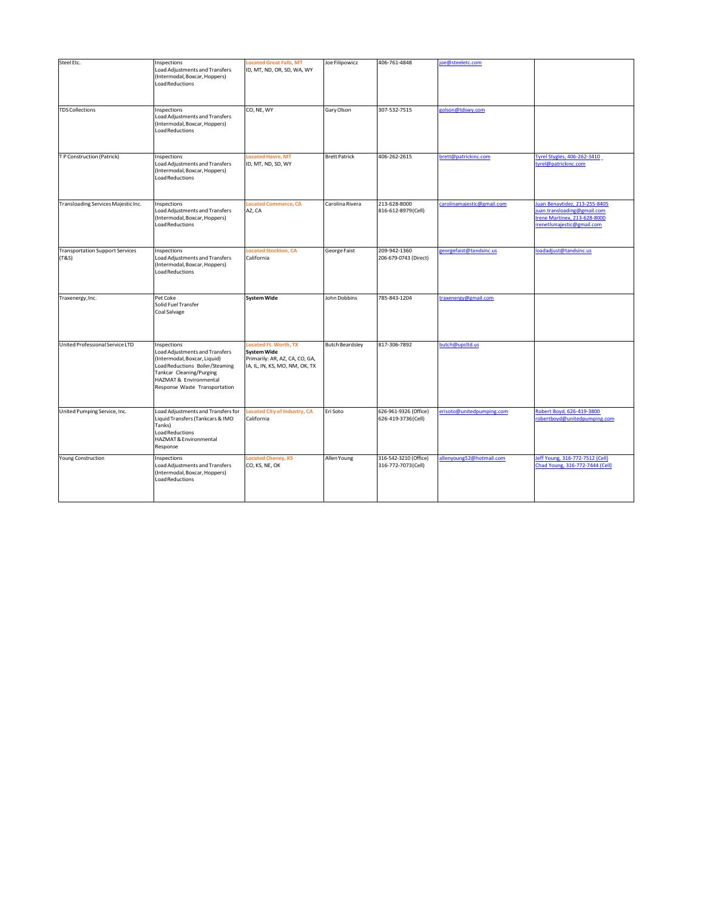| | | | | | | |
|---|---|---|---|---|---|---|
| Steel Etc. | Inspections<br>Load Adjustments and Transfers (Intermodal, Boxcar, Hoppers)<br>Load Reductions | Located Great Falls, MT<br>ID, MT, ND, OR, SD, WA, WY | Joe Filipowicz | 406-761-4848 | joe@steeletc.com | |
| TDS Collections | Inspections<br>Load Adjustments and Transfers (Intermodal, Boxcar, Hoppers)<br>Load Reductions | CO, NE, WY | Gary Olson | 307-532-7515 | golson@tdswy.com | |
| T P Construction (Patrick) | Inspections<br>Load Adjustments and Transfers (Intermodal, Boxcar, Hoppers)<br>Load Reductions | Located Havre, MT<br>ID, MT, ND, SD, WY | Brett Patrick | 406-262-2615 | brett@patrickinc.com | Tyrel Stygles, 406-262-3410 , tyrel@patrickinc.com |
| Transloading Services Majestic Inc. | Inspections<br>Load Adjustments and Transfers (Intermodal, Boxcar, Hoppers)<br>Load Reductions | Located Commerce, CA<br>AZ, CA | Carolina Rivera | 213-628-8000<br>816-612-8979 (Cell) | carolinamajestic@gmail.com | Juan Benavtidez, 213-255-8405<br>juan.transloading@gmail.com<br>Irene Martinex, 213-628-8000<br>irenetlsmajestic@gmail.com |
| Transportation Support Services (T&S) | Inspections<br>Load Adjustments and Transfers (Intermodal, Boxcar, Hoppers)<br>Load Reductions | Located Stockton, CA<br>California | George Faist | 209-942-1360<br>206-679-0743 (Direct) | georgefaist@tandsinc.us | loadadjust@tandsinc.us |
| Traxenergy, Inc. | Pet Coke<br>Solid Fuel Transfer<br>Coal Salvage | **System Wide** | John Dobbins | 785-843-1204 | traxenergy@gmail.com | |
| United Professional Service LTD | Inspections<br>Load Adjustments and Transfers (Intermodal, Boxcar, Liquid)<br>Load Reductions Boiler/Steaming<br>Tankcar Cleaning/Purging<br>HAZMAT & Environmental Response Waste Transportation | Located Ft. Worth, TX<br>**System Wide**<br>Primarily: AR, AZ, CA, CO, GA, IA, IL, IN, KS, MO, NM, OK, TX | Butch Beardsley | 817-306-7892 | butch@upsltd.us | |
| United Pumping Service, Inc. | Load Adjustments and Transfers for Liquid Transfers (Tankcars & IMO Tanks)<br>Load Reductions<br>HAZMAT & Environmental Response | Located City of Industry, CA<br>California | Eri Soto | 626-961-9326 (Office)<br>626-419-3736 (Cell) | erisoto@unitedpumping.com | Robert Boyd, 626-419-3800<br>robertboyd@unitedpumping.com |
| Young Construction | Inspections<br>Load Adjustments and Transfers (Intermodal, Boxcar, Hoppers)<br>Load Reductions | Located Cheney, KS<br>CO, KS, NE, OK | Allen Young | 316-542-3210 (Office)<br>316-772-7073 (Cell) | allenyoung52@hotmail.com | Jeff Young, 316-772-7512 (Cell)<br>Chad Young, 316-772-7444 (Cell) |